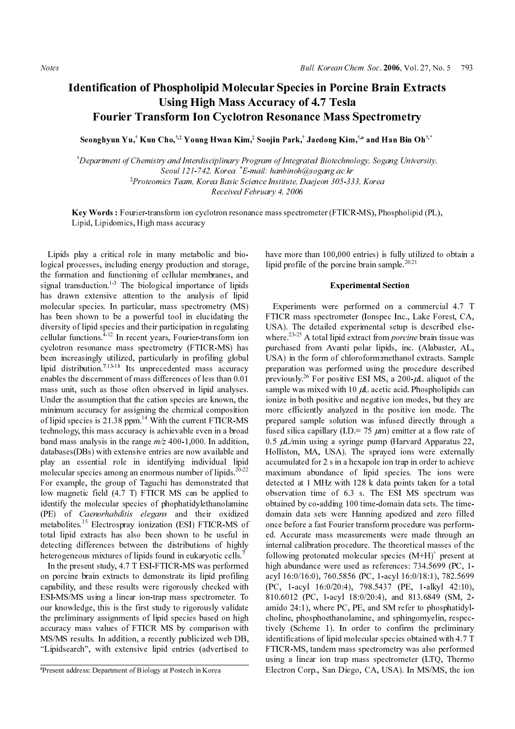# Identification of Phospholipid Molecular Species in Porcine Brain Extracts Using High Mass Accuracy of 4.7 Tesla Fourier Transform Ion Cyclotron Resonance Mass Spectrometry

**Seonghyun Yu,[†] Kun Cho,[†,‡] Young Hwan Kim,[‡] Soojin Park,[†] Jaedong Kim,[†,a] and Han Bin Oh[†,*]**

[†]Department of Chemistry and Interdisciplinary Program of Integrated Biotechnology, Sogang University, Seoul 121-742, Korea. [*]E-mail: hanbinoh@sogang.ac.kr

[‡]Proteomics Team, Korea Basic Science Institute, Daejeon 305-333, Korea

Received February 4, 2006

**Key Words :** Fourier-transform ion cyclotron resonance mass spectrometer (FTICR-MS), Phospholipid (PL), Lipid, Lipidomics, High mass accuracy

Lipids play a critical role in many metabolic and biological processes, including energy production and storage, the formation and functioning of cellular membranes, and signal transduction.[1-3] The biological importance of lipids has drawn extensive attention to the analysis of lipid molecular species. In particular, mass spectrometry (MS) has been shown to be a powerful tool in elucidating the diversity of lipid species and their participation in regulating cellular functions.[4-12] In recent years, Fourier-transform ion cyclotron resonance mass spectrometry (FTICR-MS) has been increasingly utilized, particularly in profiling global lipid distribution.[7,13-18] Its unprecedented mass accuracy enables the discernment of mass differences of less than 0.01 mass unit, such as those often observed in lipid analyses. Under the assumption that the cation species are known, the minimum accuracy for assigning the chemical composition of lipid species is 21.38 ppm.[14] With the current FTICR-MS technology, this mass accuracy is achievable even in a broad band mass analysis in the range *m/z* 400-1,000. In addition, databases(DBs) with extensive entries are now available and play an essential role in identifying individual lipid molecular species among an enormous number of lipids.[20-22] For example, the group of Taguchi has demonstrated that low magnetic field (4.7 T) FTICR MS can be applied to identify the molecular species of phophatidylethanolamine (PE) of *Caenorhabditis elegans* and their oxidized metabolites.[15] Electrospray ionization (ESI) FTICR-MS of total lipid extracts has also been shown to be useful in detecting differences between the distributions of highly heterogeneous mixtures of lipids found in eukaryotic cells.[7]

In the present study, 4.7 T ESI-FTICR-MS was performed on porcine brain extracts to demonstrate its lipid profiling capability, and these results were rigorously checked with ESI-MS/MS using a linear ion-trap mass spectrometer. To our knowledge, this is the first study to rigorously validate the preliminary assignments of lipid species based on high accuracy mass values of FTICR MS by comparison with MS/MS results. In addition, a recently publicized web DB, "Lipidsearch", with extensive lipid entries (advertised to have more than 100,000 entries) is fully utilized to obtain a lipid profile of the porcine brain sample.[20,21]

## Experimental Section

Experiments were performed on a commercial 4.7 T FTICR mass spectrometer (Ionspec Inc., Lake Forest, CA, USA). The detailed experimental setup is described elsewhere.[23-25] A total lipid extract from *porcine* brain tissue was purchased from Avanti polar lipids, inc. (Alabaster, AL, USA) in the form of chloroform:methanol extracts. Sample preparation was performed using the procedure described previously.[26] For positive ESI MS, a 200-$\mu$L aliquot of the sample was mixed with 10 $\mu$L acetic acid. Phospholipids can ionize in both positive and negative ion modes, but they are more efficiently analyzed in the positive ion mode. The prepared sample solution was infused directly through a fused silica capillary (I.D.= 75 $\mu$m) emitter at a flow rate of 0.5 $\mu$L/min using a syringe pump (Harvard Apparatus 22, Holliston, MA, USA). The sprayed ions were externally accumulated for 2 s in a hexapole ion trap in order to achieve maximum abundance of lipid species. The ions were detected at 1 MHz with 128 k data points taken for a total observation time of 6.3 s. The ESI MS spectrum was obtained by co-adding 100 time-domain data sets. The time-domain data sets were Hanning apodized and zero filled once before a fast Fourier transform procedure was performed. Accurate mass measurements were made through an internal calibration procedure. The theoretical masses of the following protonated molecular species $(M+H)^+$ present at high abundance were used as references: 734.5699 (PC, 1-acyl 16:0/16:0), 760.5856 (PC, 1-acyl 16:0/18:1), 782.5699 (PC, 1-acyl 16:0/20:4), 798.5437 (PE, 1-alkyl 42:10), 810.6012 (PC, 1-acyl 18:0/20:4), and 813.6849 (SM, 2-amido 24:1), where PC, PE, and SM refer to phosphatidylcholine, phosphoethanolamine, and sphingomyelin, respectively (Scheme 1). In order to confirm the preliminary identifications of lipid molecular species obtained with 4.7 T FTICR-MS, tandem mass spectrometry was also performed using a linear ion trap mass spectrometer (LTQ, Thermo Electron Corp., San Diego, CA, USA). In MS/MS, the ion

[a]Present address: Department of Biology at Postech in Korea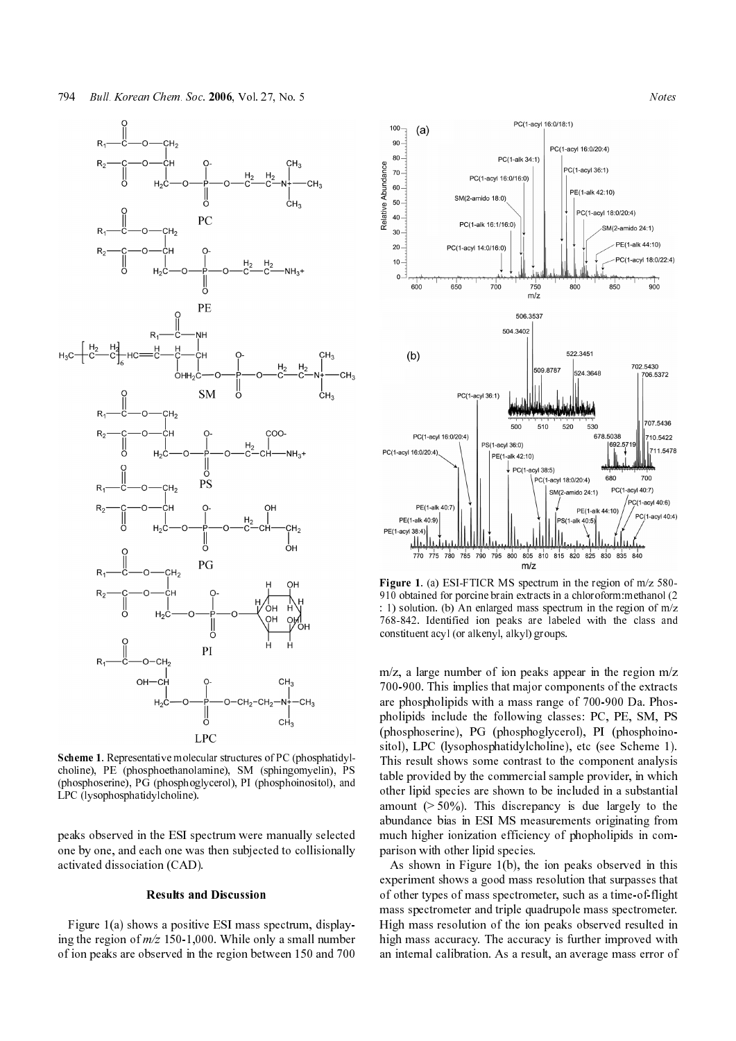**Scheme 1**. Representative molecular structures of PC (phosphatidylcholine), PE (phosphoethanolamine), SM (sphingomyelin), PS (phosphoserine), PG (phosphoglycerol), PI (phosphoinositol), and LPC (lysophosphatidylcholine).

**Figure 1**. (a) ESI-FTICR MS spectrum in the region of m/z 580-910 obtained for porcine brain extracts in a chloroform:methanol (2 : 1) solution. (b) An enlarged mass spectrum in the region of m/z 768-842. Identified ion peaks are labeled with the class and constituent acyl (or alkenyl, alkyl) groups.

peaks observed in the ESI spectrum were manually selected one by one, and each one was then subjected to collisionally activated dissociation (CAD).

## Results and Discussion

Figure 1(a) shows a positive ESI mass spectrum, displaying the region of *m/z* 150-1,000. While only a small number of ion peaks are observed in the region between 150 and 700 m/z, a large number of ion peaks appear in the region m/z 700-900. This implies that major components of the extracts are phospholipids with a mass range of 700-900 Da. Phospholipids include the following classes: PC, PE, SM, PS (phosphoserine), PG (phosphoglycerol), PI (phosphoinositol), LPC (lysophosphatidylcholine), etc (see Scheme 1). This result shows some contrast to the component analysis table provided by the commercial sample provider, in which other lipid species are shown to be included in a substantial amount (> 50%). This discrepancy is due largely to the abundance bias in ESI MS measurements originating from much higher ionization efficiency of phopholipids in comparison with other lipid species.

As shown in Figure 1(b), the ion peaks observed in this experiment shows a good mass resolution that surpasses that of other types of mass spectrometer, such as a time-of-flight mass spectrometer and triple quadrupole mass spectrometer. High mass resolution of the ion peaks observed resulted in high mass accuracy. The accuracy is further improved with an internal calibration. As a result, an average mass error of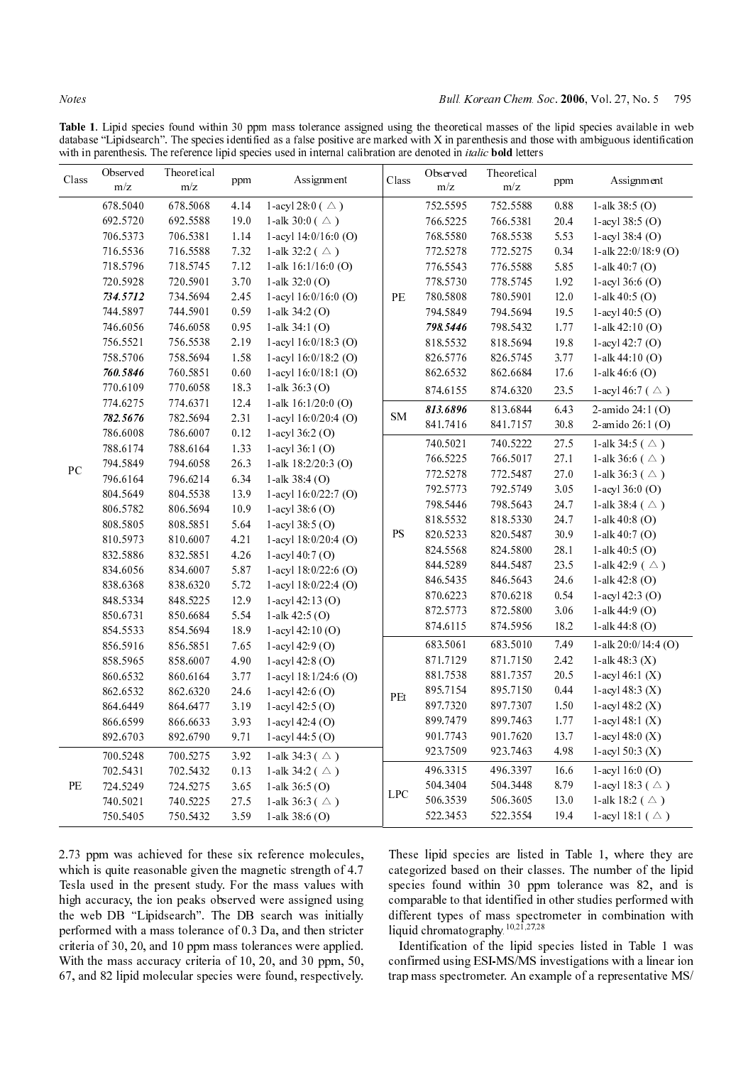**Table 1.** Lipid species found within 30 ppm mass tolerance assigned using the theoretical masses of the lipid species available in web database "Lipidsearch". The species identified as a false positive are marked with X in parenthesis and those with ambiguous identification with in parenthesis. The reference lipid species used in internal calibration are denoted in *italic* **bold** letters

| Class | Observed m/z | Theoretical m/z | ppm | Assignment |
|---|---|---|---|---|
| PC | 678.5040 | 678.5068 | 4.14 | 1-acyl 28:0 ( △ ) |
| | 692.5720 | 692.5588 | 19.0 | 1-alk 30:0 ( △ ) |
| | 706.5373 | 706.5381 | 1.14 | 1-acyl 14:0/16:0 (O) |
| | 716.5536 | 716.5588 | 7.32 | 1-alk 32:2 ( △ ) |
| | 718.5796 | 718.5745 | 7.12 | 1-alk 16:1/16:0 (O) |
| | 720.5928 | 720.5901 | 3.70 | 1-alk 32:0 (O) |
| | ***734.5712*** | 734.5694 | 2.45 | 1-acyl 16:0/16:0 (O) |
| | 744.5897 | 744.5901 | 0.59 | 1-alk 34:2 (O) |
| | 746.6056 | 746.6058 | 0.95 | 1-alk 34:1 (O) |
| | 756.5521 | 756.5538 | 2.19 | 1-acyl 16:0/18:3 (O) |
| | 758.5706 | 758.5694 | 1.58 | 1-acyl 16:0/18:2 (O) |
| | ***760.5846*** | 760.5851 | 0.60 | 1-acyl 16:0/18:1 (O) |
| | 770.6109 | 770.6058 | 18.3 | 1-alk 36:3 (O) |
| | 774.6275 | 774.6371 | 12.4 | 1-alk 16:1/20:0 (O) |
| | ***782.5676*** | 782.5694 | 2.31 | 1-acyl 16:0/20:4 (O) |
| | 786.6008 | 786.6007 | 0.12 | 1-acyl 36:2 (O) |
| | 788.6174 | 788.6164 | 1.33 | 1-acyl 36:1 (O) |
| | 794.5849 | 794.6058 | 26.3 | 1-alk 18:2/20:3 (O) |
| | 796.6164 | 796.6214 | 6.34 | 1-alk 38:4 (O) |
| | 804.5649 | 804.5538 | 13.9 | 1-acyl 16:0/22:7 (O) |
| | 806.5782 | 806.5694 | 10.9 | 1-acyl 38:6 (O) |
| | 808.5805 | 808.5851 | 5.64 | 1-acyl 38:5 (O) |
| | 810.5973 | 810.6007 | 4.21 | 1-acyl 18:0/20:4 (O) |
| | 832.5886 | 832.5851 | 4.26 | 1-acyl 40:7 (O) |
| | 834.6056 | 834.6007 | 5.87 | 1-acyl 18:0/22:6 (O) |
| | 838.6368 | 838.6320 | 5.72 | 1-acyl 18:0/22:4 (O) |
| | 848.5334 | 848.5225 | 12.9 | 1-acyl 42:13 (O) |
| | 850.6731 | 850.6684 | 5.54 | 1-alk 42:5 (O) |
| | 854.5533 | 854.5694 | 18.9 | 1-acyl 42:10 (O) |
| | 856.5916 | 856.5851 | 7.65 | 1-acyl 42:9 (O) |
| | 858.5965 | 858.6007 | 4.90 | 1-acyl 42:8 (O) |
| | 860.6532 | 860.6164 | 3.77 | 1-acyl 18:1/24:6 (O) |
| | 862.6532 | 862.6320 | 24.6 | 1-acyl 42:6 (O) |
| | 864.6449 | 864.6477 | 3.19 | 1-acyl 42:5 (O) |
| | 866.6599 | 866.6633 | 3.93 | 1-acyl 42:4 (O) |
| | 892.6703 | 892.6790 | 9.71 | 1-acyl 44:5 (O) |
| PE | 700.5248 | 700.5275 | 3.92 | 1-alk 34:3 ( △ ) |
| | 702.5431 | 702.5432 | 0.13 | 1-alk 34:2 ( △ ) |
| | 724.5249 | 724.5275 | 3.65 | 1-alk 36:5 (O) |
| | 740.5021 | 740.5225 | 27.5 | 1-alk 36:3 ( △ ) |
| | 750.5405 | 750.5432 | 3.59 | 1-alk 38:6 (O) |
| | 752.5595 | 752.5588 | 0.88 | 1-alk 38:5 (O) |
| | 766.5225 | 766.5381 | 20.4 | 1-acyl 38:5 (O) |
| | 768.5580 | 768.5538 | 5.53 | 1-acyl 38:4 (O) |
| | 772.5278 | 772.5275 | 0.34 | 1-alk 22:0/18:9 (O) |
| | 776.5543 | 776.5588 | 5.85 | 1-alk 40:7 (O) |
| | 778.5730 | 778.5745 | 1.92 | 1-acyl 36:6 (O) |
| | 780.5808 | 780.5901 | 12.0 | 1-alk 40:5 (O) |
| | 794.5849 | 794.5694 | 19.5 | 1-acyl 40:5 (O) |
| | ***798.5446*** | 798.5432 | 1.77 | 1-alk 42:10 (O) |
| | 818.5532 | 818.5694 | 19.8 | 1-acyl 42:7 (O) |
| | 826.5776 | 826.5745 | 3.77 | 1-alk 44:10 (O) |
| | 862.6532 | 862.6684 | 17.6 | 1-alk 46:6 (O) |
| | 874.6155 | 874.6320 | 23.5 | 1-acyl 46:7 ( △ ) |
| SM | ***813.6896*** | 813.6844 | 6.43 | 2-amido 24:1 (O) |
| | 841.7416 | 841.7157 | 30.8 | 2-amido 26:1 (O) |
| PS | 740.5021 | 740.5222 | 27.5 | 1-alk 34:5 ( △ ) |
| | 766.5225 | 766.5017 | 27.1 | 1-alk 36:6 ( △ ) |
| | 772.5278 | 772.5487 | 27.0 | 1-alk 36:3 ( △ ) |
| | 792.5773 | 792.5749 | 3.05 | 1-acyl 36:0 (O) |
| | 798.5446 | 798.5643 | 24.7 | 1-alk 38:4 ( △ ) |
| | 818.5532 | 818.5330 | 24.7 | 1-alk 40:8 (O) |
| | 820.5233 | 820.5487 | 30.9 | 1-alk 40:7 (O) |
| | 824.5568 | 824.5800 | 28.1 | 1-alk 40:5 (O) |
| | 844.5289 | 844.5487 | 23.5 | 1-alk 42:9 ( △ ) |
| | 846.5435 | 846.5643 | 24.6 | 1-alk 42:8 (O) |
| | 870.6223 | 870.6218 | 0.54 | 1-acyl 42:3 (O) |
| | 872.5773 | 872.5800 | 3.06 | 1-alk 44:9 (O) |
| | 874.6115 | 874.5956 | 18.2 | 1-alk 44:8 (O) |
| PEt | 683.5061 | 683.5010 | 7.49 | 1-alk 20:0/14:4 (O) |
| | 871.7129 | 871.7150 | 2.42 | 1-alk 48:3 (X) |
| | 881.7538 | 881.7357 | 20.5 | 1-acyl 46:1 (X) |
| | 895.7154 | 895.7150 | 0.44 | 1-acyl 48:3 (X) |
| | 897.7320 | 897.7307 | 1.50 | 1-acyl 48:2 (X) |
| | 899.7479 | 899.7463 | 1.77 | 1-acyl 48:1 (X) |
| | 901.7743 | 901.7620 | 13.7 | 1-acyl 48:0 (X) |
| | 923.7509 | 923.7463 | 4.98 | 1-acyl 50:3 (X) |
| LPC | 496.3315 | 496.3397 | 16.6 | 1-acyl 16:0 (O) |
| | 504.3404 | 504.3448 | 8.79 | 1-acyl 18:3 ( △ ) |
| | 506.3539 | 506.3605 | 13.0 | 1-alk 18:2 ( △ ) |
| | 522.3453 | 522.3554 | 19.4 | 1-acyl 18:1 ( △ ) |

2.73 ppm was achieved for these six reference molecules, which is quite reasonable given the magnetic strength of 4.7 Tesla used in the present study. For the mass values with high accuracy, the ion peaks observed were assigned using the web DB "Lipidsearch". The DB search was initially performed with a mass tolerance of 0.3 Da, and then stricter criteria of 30, 20, and 10 ppm mass tolerances were applied. With the mass accuracy criteria of 10, 20, and 30 ppm, 50, 67, and 82 lipid molecular species were found, respectively. These lipid species are listed in Table 1, where they are categorized based on their classes. The number of the lipid species found within 30 ppm tolerance was 82, and is comparable to that identified in other studies performed with different types of mass spectrometer in combination with liquid chromatography.[10,21,27,28]

Identification of the lipid species listed in Table 1 was confirmed using ESI-MS/MS investigations with a linear ion trap mass spectrometer. An example of a representative MS/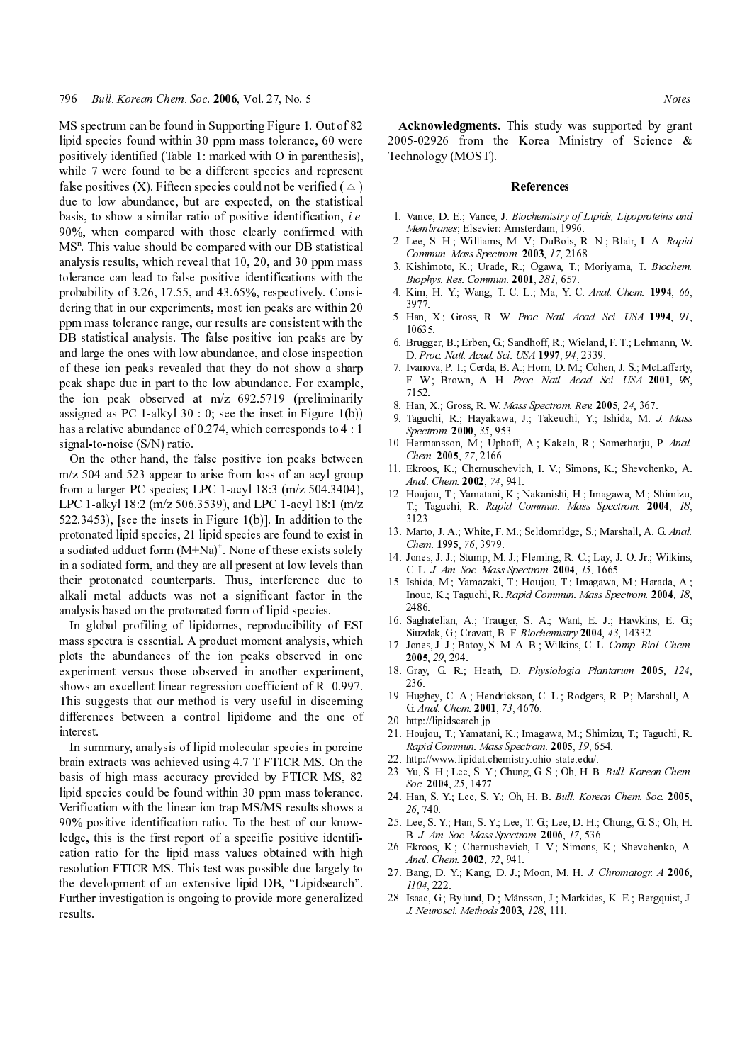MS spectrum can be found in Supporting Figure 1. Out of 82 lipid species found within 30 ppm mass tolerance, 60 were positively identified (Table 1: marked with O in parenthesis), while 7 were found to be a different species and represent false positives (X). Fifteen species could not be verified (△) due to low abundance, but are expected, on the statistical basis, to show a similar ratio of positive identification, *i.e.* 90%, when compared with those clearly confirmed with $MS^n$. This value should be compared with our DB statistical analysis results, which reveal that 10, 20, and 30 ppm mass tolerance can lead to false positive identifications with the probability of 3.26, 17.55, and 43.65%, respectively. Considering that in our experiments, most ion peaks are within 20 ppm mass tolerance range, our results are consistent with the DB statistical analysis. The false positive ion peaks are by and large the ones with low abundance, and close inspection of these ion peaks revealed that they do not show a sharp peak shape due in part to the low abundance. For example, the ion peak observed at m/z 692.5719 (preliminarily assigned as PC 1-alkyl 30 : 0; see the inset in Figure 1(b)) has a relative abundance of 0.274, which corresponds to 4 : 1 signal-to-noise (S/N) ratio.

On the other hand, the false positive ion peaks between m/z 504 and 523 appear to arise from loss of an acyl group from a larger PC species; LPC 1-acyl 18:3 (m/z 504.3404), LPC 1-alkyl 18:2 (m/z 506.3539), and LPC 1-acyl 18:1 (m/z 522.3453), [see the insets in Figure 1(b)]. In addition to the protonated lipid species, 21 lipid species are found to exist in a sodiated adduct form $(M+Na)^+$. None of these exists solely in a sodiated form, and they are all present at low levels than their protonated counterparts. Thus, interference due to alkali metal adducts was not a significant factor in the analysis based on the protonated form of lipid species.

In global profiling of lipidomes, reproducibility of ESI mass spectra is essential. A product moment analysis, which plots the abundances of the ion peaks observed in one experiment versus those observed in another experiment, shows an excellent linear regression coefficient of R=0.997. This suggests that our method is very useful in discerning differences between a control lipidome and the one of interest.

In summary, analysis of lipid molecular species in porcine brain extracts was achieved using 4.7 T FTICR MS. On the basis of high mass accuracy provided by FTICR MS, 82 lipid species could be found within 30 ppm mass tolerance. Verification with the linear ion trap MS/MS results shows a 90% positive identification ratio. To the best of our knowledge, this is the first report of a specific positive identification ratio for the lipid mass values obtained with high resolution FTICR MS. This test was possible due largely to the development of an extensive lipid DB, "Lipidsearch". Further investigation is ongoing to provide more generalized results.

**Acknowledgments.** This study was supported by grant 2005-02926 from the Korea Ministry of Science & Technology (MOST).

## References

1. Vance, D. E.; Vance, J. *Biochemistry of Lipids, Lipoproteins and Membranes*; Elsevier: Amsterdam, 1996.
2. Lee, S. H.; Williams, M. V.; DuBois, R. N.; Blair, I. A. *Rapid Commun. Mass Spectrom.* **2003**, *17*, 2168.
3. Kishimoto, K.; Urade, R.; Ogawa, T.; Moriyama, T. *Biochem. Biophys. Res. Commun.* **2001**, *281*, 657.
4. Kim, H. Y.; Wang, T.-C. L.; Ma, Y.-C. *Anal. Chem.* **1994**, *66*, 3977.
5. Han, X.; Gross, R. W. *Proc. Natl. Acad. Sci. USA* **1994**, *91*, 10635.
6. Brugger, B.; Erben, G.; Sandhoff, R.; Wieland, F. T.; Lehmann, W. D. *Proc. Natl. Acad. Sci. USA* **1997**, *94*, 2339.
7. Ivanova, P. T.; Cerda, B. A.; Horn, D. M.; Cohen, J. S.; McLafferty, F. W.; Brown, A. H. *Proc. Natl. Acad. Sci. USA* **2001**, *98*, 7152.
8. Han, X.; Gross, R. W. *Mass Spectrom. Rev.* **2005**, *24*, 367.
9. Taguchi, R.; Hayakawa, J.; Takeuchi, Y.; Ishida, M. *J. Mass Spectrom.* **2000**, *35*, 953.
10. Hermansson, M.; Uphoff, A.; Kakela, R.; Somerharju, P. *Anal. Chem.* **2005**, *77*, 2166.
11. Ekroos, K.; Chernuschevich, I. V.; Simons, K.; Shevchenko, A. *Anal. Chem.* **2002**, *74*, 941.
12. Houjou, T.; Yamatani, K.; Nakanishi, H.; Imagawa, M.; Shimizu, T.; Taguchi, R. *Rapid Commun. Mass Spectrom.* **2004**, *18*, 3123.
13. Marto, J. A.; White, F. M.; Seldomridge, S.; Marshall, A. G. *Anal. Chem.* **1995**, *76*, 3979.
14. Jones, J. J.; Stump, M. J.; Fleming, R. C.; Lay, J. O. Jr.; Wilkins, C. L. *J. Am. Soc. Mass Spectrom.* **2004**, *15*, 1665.
15. Ishida, M.; Yamazaki, T.; Houjou, T.; Imagawa, M.; Harada, A.; Inoue, K.; Taguchi, R. *Rapid Commun. Mass Spectrom.* **2004**, *18*, 2486.
16. Saghatelian, A.; Trauger, S. A.; Want, E. J.; Hawkins, E. G.; Siuzdak, G.; Cravatt, B. F. *Biochemistry* **2004**, *43*, 14332.
17. Jones, J. J.; Batoy, S. M. A. B.; Wilkins, C. L. *Comp. Biol. Chem.* **2005**, *29*, 294.
18. Gray, G. R.; Heath, D. *Physiologia Plantarum* **2005**, *124*, 236.
19. Hughey, C. A.; Hendrickson, C. L.; Rodgers, R. P.; Marshall, A. G. *Anal. Chem.* **2001**, *73*, 4676.
20. http://lipidsearch.jp.
21. Houjou, T.; Yamatani, K.; Imagawa, M.; Shimizu, T.; Taguchi, R. *Rapid Commun. Mass Spectrom.* **2005**, *19*, 654.
22. http://www.lipidat.chemistry.ohio-state.edu/.
23. Yu, S. H.; Lee, S. Y.; Chung, G. S.; Oh, H. B. *Bull. Korean Chem. Soc.* **2004**, *25*, 1477.
24. Han, S. Y.; Lee, S. Y.; Oh, H. B. *Bull. Korean Chem. Soc.* **2005**, *26*, 740.
25. Lee, S. Y.; Han, S. Y.; Lee, T. G.; Lee, D. H.; Chung, G. S.; Oh, H. B. *J. Am. Soc. Mass Spectrom.* **2006**, *17*, 536.
26. Ekroos, K.; Chernushevich, I. V.; Simons, K.; Shevchenko, A. *Anal. Chem.* **2002**, *72*, 941.
27. Bang, D. Y.; Kang, D. J.; Moon, M. H. *J. Chromatogr. A* **2006**, *1104*, 222.
28. Isaac, G.; Bylund, D.; Månsson, J.; Markides, K. E.; Bergquist, J. *J. Neurosci. Methods* **2003**, *128*, 111.